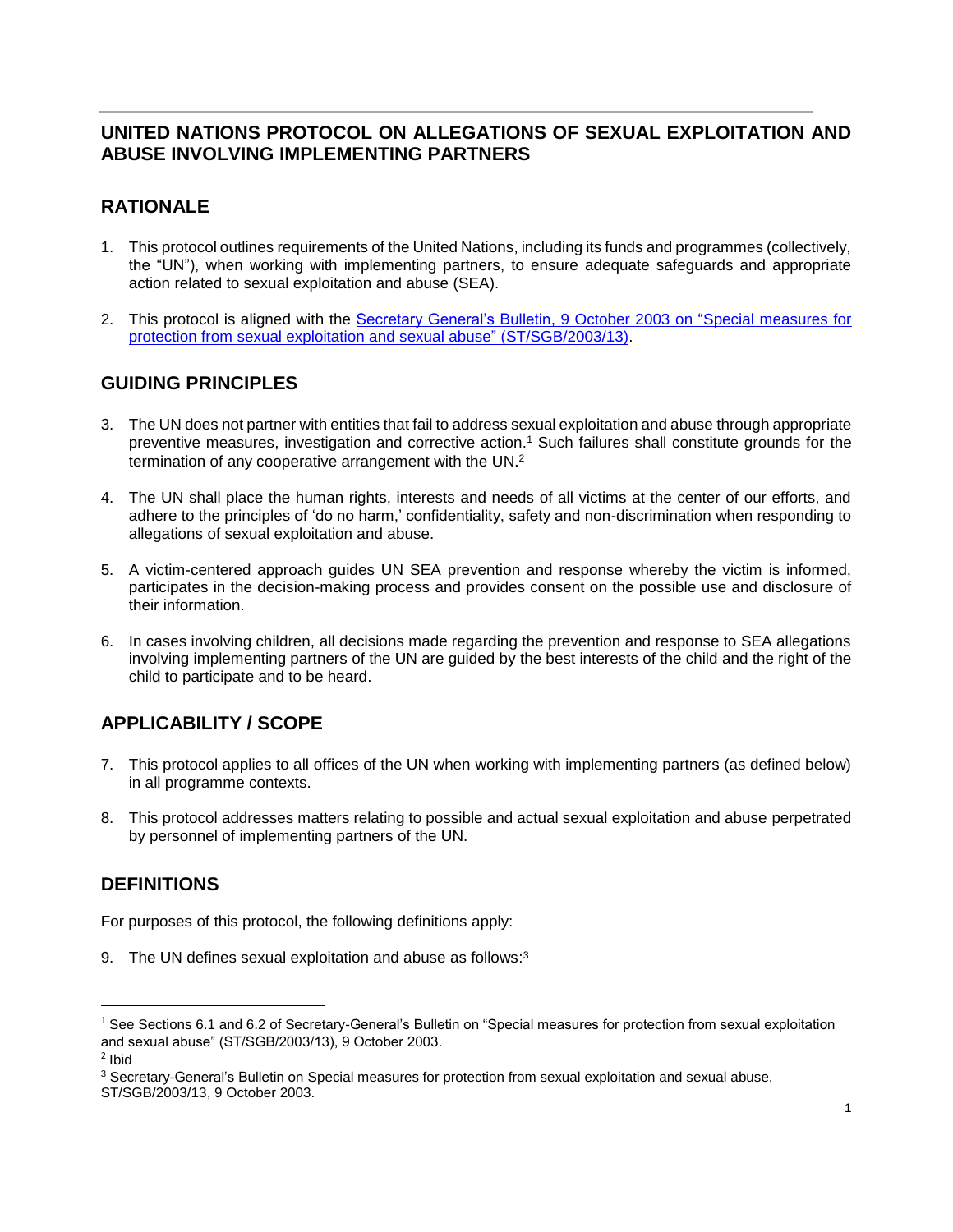# UNITED NATIONS PROTOCOL ON ALLEGATIONS OF SEXUAL EXPLOITATION AND ABUSE INVOLVING IMPLEMENTING PARTNERS

## RATIONALE

1. This protocol outlines requirements of the United Nations, including its funds and programmes (collectively, the "UN"), when working with implementing partners, to ensure adequate safeguards and appropriate action related to sexual exploitation and abuse (SEA).

2. This protocol is aligned with the [Secretary General's Bulletin, 9 October 2003 on "Special measures for protection from sexual exploitation and sexual abuse" (ST/SGB/2003/13)](#).

## GUIDING PRINCIPLES

3. The UN does not partner with entities that fail to address sexual exploitation and abuse through appropriate preventive measures, investigation and corrective action.[1] Such failures shall constitute grounds for the termination of any cooperative arrangement with the UN.[2]

4. The UN shall place the human rights, interests and needs of all victims at the center of our efforts, and adhere to the principles of 'do no harm,' confidentiality, safety and non-discrimination when responding to allegations of sexual exploitation and abuse.

5. A victim-centered approach guides UN SEA prevention and response whereby the victim is informed, participates in the decision-making process and provides consent on the possible use and disclosure of their information.

6. In cases involving children, all decisions made regarding the prevention and response to SEA allegations involving implementing partners of the UN are guided by the best interests of the child and the right of the child to participate and to be heard.

## APPLICABILITY / SCOPE

7. This protocol applies to all offices of the UN when working with implementing partners (as defined below) in all programme contexts.

8. This protocol addresses matters relating to possible and actual sexual exploitation and abuse perpetrated by personnel of implementing partners of the UN.

## DEFINITIONS

For purposes of this protocol, the following definitions apply:

9. The UN defines sexual exploitation and abuse as follows:[3]

---

[1] See Sections 6.1 and 6.2 of Secretary-General's Bulletin on "Special measures for protection from sexual exploitation and sexual abuse" (ST/SGB/2003/13), 9 October 2003.

[2] Ibid

[3] Secretary-General's Bulletin on Special measures for protection from sexual exploitation and sexual abuse, ST/SGB/2003/13, 9 October 2003.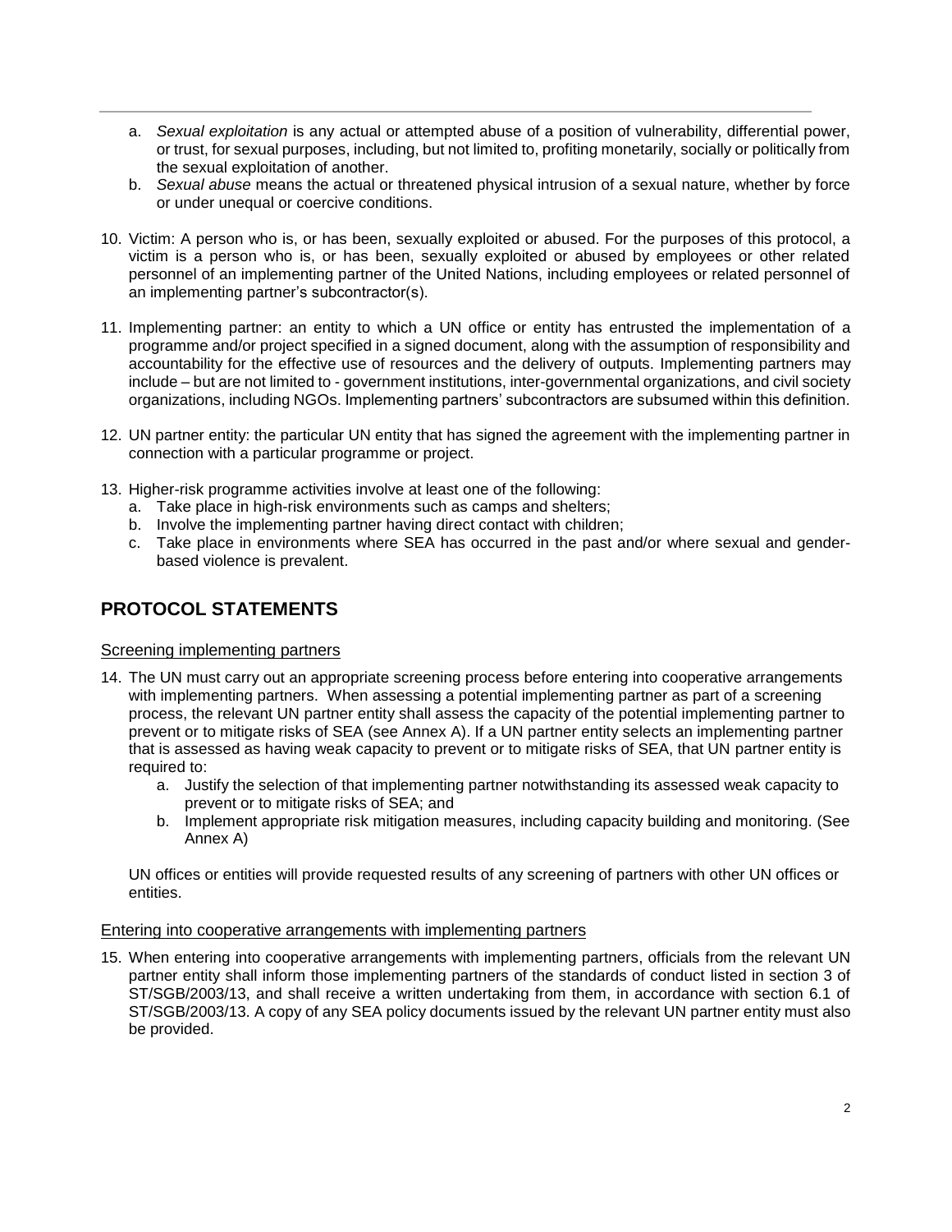a. *Sexual exploitation* is any actual or attempted abuse of a position of vulnerability, differential power, or trust, for sexual purposes, including, but not limited to, profiting monetarily, socially or politically from the sexual exploitation of another.
b. *Sexual abuse* means the actual or threatened physical intrusion of a sexual nature, whether by force or under unequal or coercive conditions.

10. Victim: A person who is, or has been, sexually exploited or abused. For the purposes of this protocol, a victim is a person who is, or has been, sexually exploited or abused by employees or other related personnel of an implementing partner of the United Nations, including employees or related personnel of an implementing partner's subcontractor(s).

11. Implementing partner: an entity to which a UN office or entity has entrusted the implementation of a programme and/or project specified in a signed document, along with the assumption of responsibility and accountability for the effective use of resources and the delivery of outputs. Implementing partners may include – but are not limited to - government institutions, inter-governmental organizations, and civil society organizations, including NGOs. Implementing partners' subcontractors are subsumed within this definition.

12. UN partner entity: the particular UN entity that has signed the agreement with the implementing partner in connection with a particular programme or project.

13. Higher-risk programme activities involve at least one of the following:
    a. Take place in high-risk environments such as camps and shelters;
    b. Involve the implementing partner having direct contact with children;
    c. Take place in environments where SEA has occurred in the past and/or where sexual and gender-based violence is prevalent.

## PROTOCOL STATEMENTS

Screening implementing partners

14. The UN must carry out an appropriate screening process before entering into cooperative arrangements with implementing partners. When assessing a potential implementing partner as part of a screening process, the relevant UN partner entity shall assess the capacity of the potential implementing partner to prevent or to mitigate risks of SEA (see Annex A). If a UN partner entity selects an implementing partner that is assessed as having weak capacity to prevent or to mitigate risks of SEA, that UN partner entity is required to:
    a. Justify the selection of that implementing partner notwithstanding its assessed weak capacity to prevent or to mitigate risks of SEA; and
    b. Implement appropriate risk mitigation measures, including capacity building and monitoring. (See Annex A)

    UN offices or entities will provide requested results of any screening of partners with other UN offices or entities.

Entering into cooperative arrangements with implementing partners

15. When entering into cooperative arrangements with implementing partners, officials from the relevant UN partner entity shall inform those implementing partners of the standards of conduct listed in section 3 of ST/SGB/2003/13, and shall receive a written undertaking from them, in accordance with section 6.1 of ST/SGB/2003/13. A copy of any SEA policy documents issued by the relevant UN partner entity must also be provided.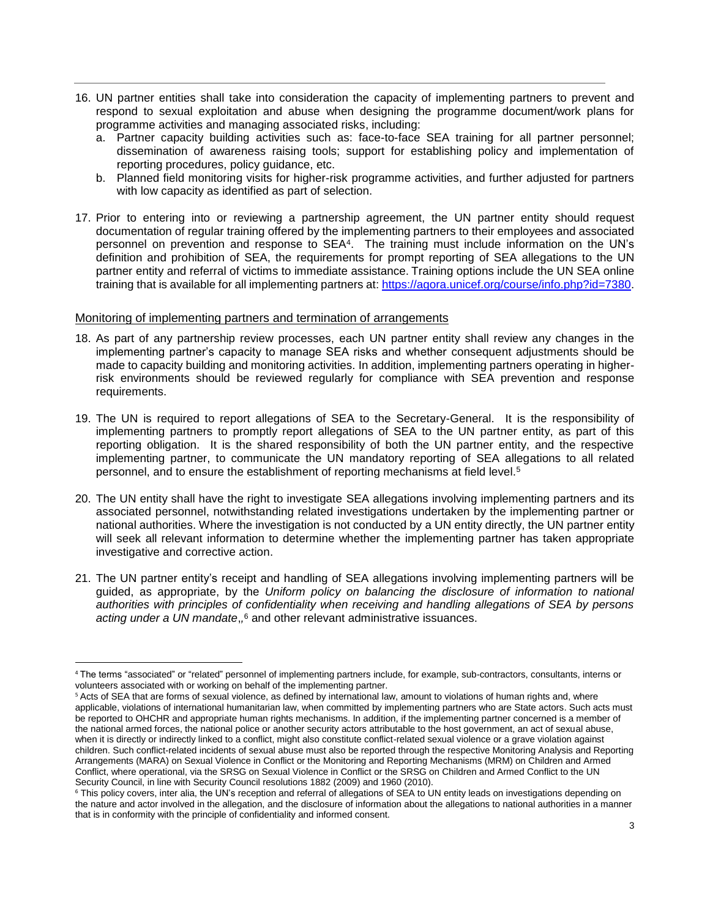16. UN partner entities shall take into consideration the capacity of implementing partners to prevent and respond to sexual exploitation and abuse when designing the programme document/work plans for programme activities and managing associated risks, including:
    a. Partner capacity building activities such as: face-to-face SEA training for all partner personnel; dissemination of awareness raising tools; support for establishing policy and implementation of reporting procedures, policy guidance, etc.
    b. Planned field monitoring visits for higher-risk programme activities, and further adjusted for partners with low capacity as identified as part of selection.

17. Prior to entering into or reviewing a partnership agreement, the UN partner entity should request documentation of regular training offered by the implementing partners to their employees and associated personnel on prevention and response to SEA[4]. The training must include information on the UN's definition and prohibition of SEA, the requirements for prompt reporting of SEA allegations to the UN partner entity and referral of victims to immediate assistance. Training options include the UN SEA online training that is available for all implementing partners at: https://agora.unicef.org/course/info.php?id=7380.

<u>Monitoring of implementing partners and termination of arrangements</u>

18. As part of any partnership review processes, each UN partner entity shall review any changes in the implementing partner's capacity to manage SEA risks and whether consequent adjustments should be made to capacity building and monitoring activities. In addition, implementing partners operating in higher-risk environments should be reviewed regularly for compliance with SEA prevention and response requirements.

19. The UN is required to report allegations of SEA to the Secretary-General. It is the responsibility of implementing partners to promptly report allegations of SEA to the UN partner entity, as part of this reporting obligation. It is the shared responsibility of both the UN partner entity, and the respective implementing partner, to communicate the UN mandatory reporting of SEA allegations to all related personnel, and to ensure the establishment of reporting mechanisms at field level.[5]

20. The UN entity shall have the right to investigate SEA allegations involving implementing partners and its associated personnel, notwithstanding related investigations undertaken by the implementing partner or national authorities. Where the investigation is not conducted by a UN entity directly, the UN partner entity will seek all relevant information to determine whether the implementing partner has taken appropriate investigative and corrective action.

21. The UN partner entity's receipt and handling of SEA allegations involving implementing partners will be guided, as appropriate, by the *Uniform policy on balancing the disclosure of information to national authorities with principles of confidentiality when receiving and handling allegations of SEA by persons acting under a UN mandate*,,[6] and other relevant administrative issuances.

---

[4] The terms "associated" or "related" personnel of implementing partners include, for example, sub-contractors, consultants, interns or volunteers associated with or working on behalf of the implementing partner.

[5] Acts of SEA that are forms of sexual violence, as defined by international law, amount to violations of human rights and, where applicable, violations of international humanitarian law, when committed by implementing partners who are State actors. Such acts must be reported to OHCHR and appropriate human rights mechanisms. In addition, if the implementing partner concerned is a member of the national armed forces, the national police or another security actors attributable to the host government, an act of sexual abuse, when it is directly or indirectly linked to a conflict, might also constitute conflict-related sexual violence or a grave violation against children. Such conflict-related incidents of sexual abuse must also be reported through the respective Monitoring Analysis and Reporting Arrangements (MARA) on Sexual Violence in Conflict or the Monitoring and Reporting Mechanisms (MRM) on Children and Armed Conflict, where operational, via the SRSG on Sexual Violence in Conflict or the SRSG on Children and Armed Conflict to the UN Security Council, in line with Security Council resolutions 1882 (2009) and 1960 (2010).

[6] This policy covers, inter alia, the UN's reception and referral of allegations of SEA to UN entity leads on investigations depending on the nature and actor involved in the allegation, and the disclosure of information about the allegations to national authorities in a manner that is in conformity with the principle of confidentiality and informed consent.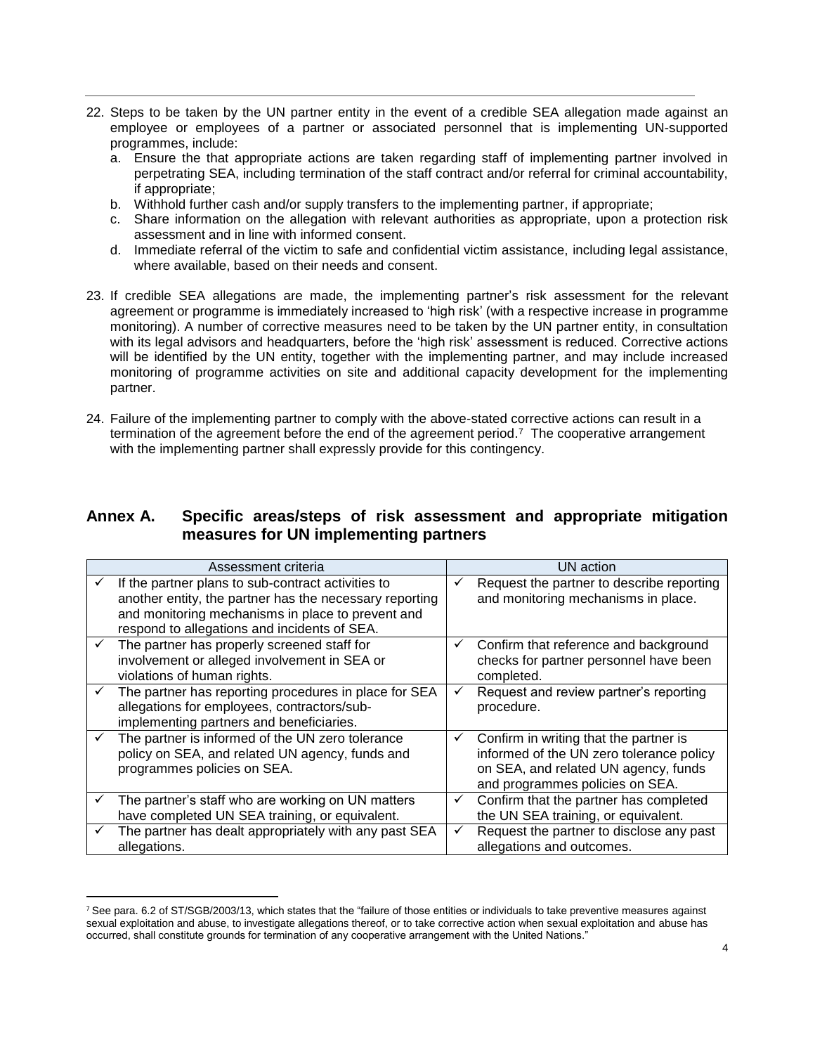22. Steps to be taken by the UN partner entity in the event of a credible SEA allegation made against an employee or employees of a partner or associated personnel that is implementing UN-supported programmes, include:
    a. Ensure the that appropriate actions are taken regarding staff of implementing partner involved in perpetrating SEA, including termination of the staff contract and/or referral for criminal accountability, if appropriate;
    b. Withhold further cash and/or supply transfers to the implementing partner, if appropriate;
    c. Share information on the allegation with relevant authorities as appropriate, upon a protection risk assessment and in line with informed consent.
    d. Immediate referral of the victim to safe and confidential victim assistance, including legal assistance, where available, based on their needs and consent.

23. If credible SEA allegations are made, the implementing partner's risk assessment for the relevant agreement or programme is immediately increased to 'high risk' (with a respective increase in programme monitoring). A number of corrective measures need to be taken by the UN partner entity, in consultation with its legal advisors and headquarters, before the 'high risk' assessment is reduced. Corrective actions will be identified by the UN entity, together with the implementing partner, and may include increased monitoring of programme activities on site and additional capacity development for the implementing partner.

24. Failure of the implementing partner to comply with the above-stated corrective actions can result in a termination of the agreement before the end of the agreement period.[7] The cooperative arrangement with the implementing partner shall expressly provide for this contingency.

## Annex A. Specific areas/steps of risk assessment and appropriate mitigation measures for UN implementing partners

| Assessment criteria | UN action |
|---|---|
| ✓ If the partner plans to sub-contract activities to another entity, the partner has the necessary reporting and monitoring mechanisms in place to prevent and respond to allegations and incidents of SEA. | ✓ Request the partner to describe reporting and monitoring mechanisms in place. |
| ✓ The partner has properly screened staff for involvement or alleged involvement in SEA or violations of human rights. | ✓ Confirm that reference and background checks for partner personnel have been completed. |
| ✓ The partner has reporting procedures in place for SEA allegations for employees, contractors/sub-implementing partners and beneficiaries. | ✓ Request and review partner's reporting procedure. |
| ✓ The partner is informed of the UN zero tolerance policy on SEA, and related UN agency, funds and programmes policies on SEA. | ✓ Confirm in writing that the partner is informed of the UN zero tolerance policy on SEA, and related UN agency, funds and programmes policies on SEA. |
| ✓ The partner's staff who are working on UN matters have completed UN SEA training, or equivalent. | ✓ Confirm that the partner has completed the UN SEA training, or equivalent. |
| ✓ The partner has dealt appropriately with any past SEA allegations. | ✓ Request the partner to disclose any past allegations and outcomes. |

[7] See para. 6.2 of ST/SGB/2003/13, which states that the "failure of those entities or individuals to take preventive measures against sexual exploitation and abuse, to investigate allegations thereof, or to take corrective action when sexual exploitation and abuse has occurred, shall constitute grounds for termination of any cooperative arrangement with the United Nations."